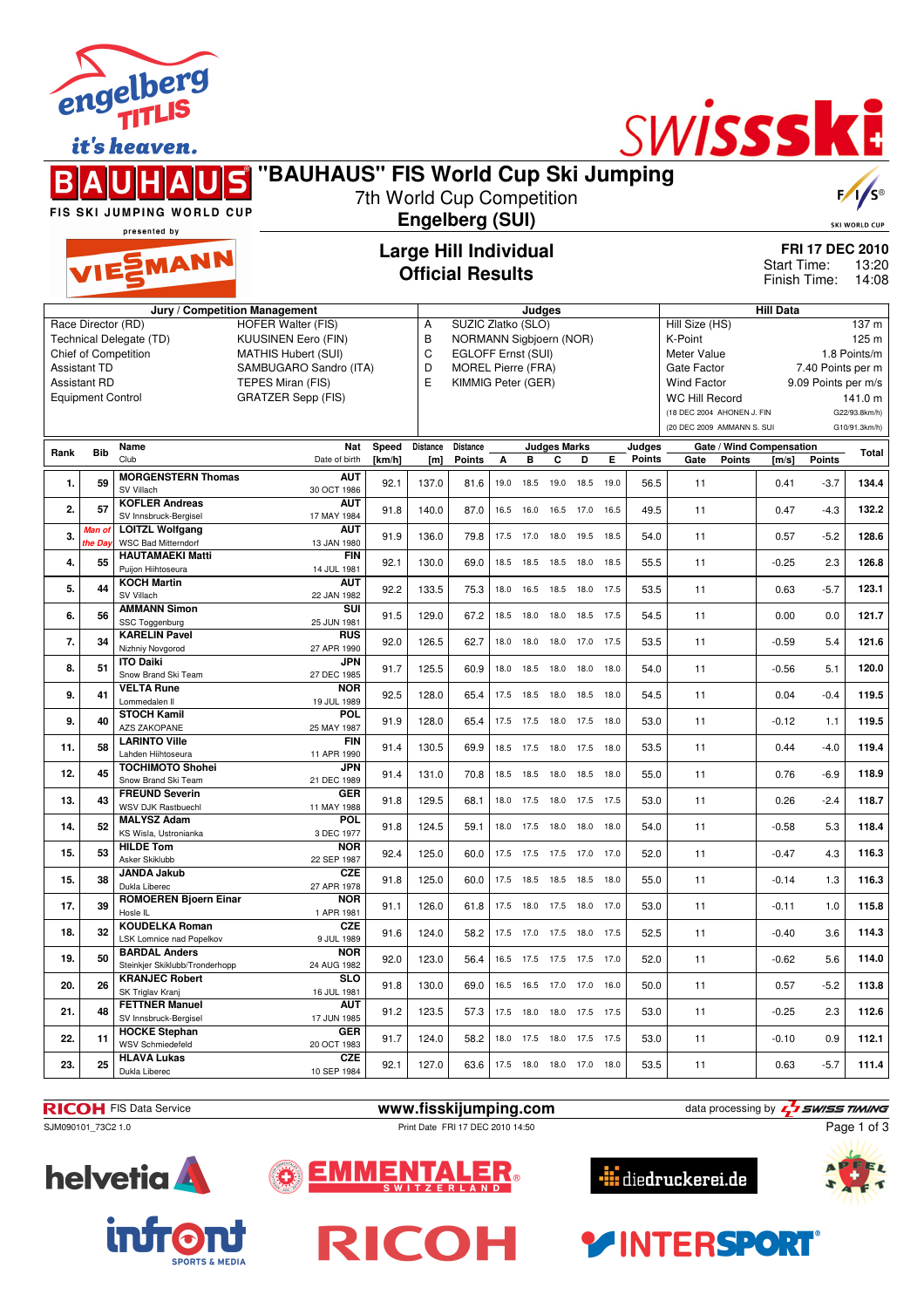# "BAUHAUS" FIS World Cup Ski Jumping

7th World Cup Competition

**Engelberg (SUI)**

## Large Hill Individual
## Official Results

**FRI 17 DEC 2010**
Start Time: 13:20
Finish Time: 14:08

| Jury / Competition Management | | Judges | | Hill Data | |
|---|---|---|---|---|---|
| Race Director (RD) | HOFER Walter (FIS) | A | SUZIC Zlatko (SLO) | Hill Size (HS) | 137 m |
| Technical Delegate (TD) | KUUSINEN Eero (FIN) | B | NORMANN Sigbjoern (NOR) | K-Point | 125 m |
| Chief of Competition | MATHIS Hubert (SUI) | C | EGLOFF Ernst (SUI) | Meter Value | 1.8 Points/m |
| Assistant TD | SAMBUGARO Sandro (ITA) | D | MOREL Pierre (FRA) | Gate Factor | 7.40 Points per m |
| Assistant RD | TEPES Miran (FIS) | E | KIMMIG Peter (GER) | Wind Factor | 9.09 Points per m/s |
| Equipment Control | GRATZER Sepp (FIS) | | | WC Hill Record | 141.0 m |
| | | | | (18 DEC 2004 AHONEN J. FIN | G22/93.8km/h) |
| | | | | (20 DEC 2009 AMMANN S. SUI | G10/91.3km/h) |

| Rank | Bib | Name / Club | Nat / Date of birth | Speed [km/h] | Distance [m] | Distance Points | A | B | C | D | E | Judges Points | Gate | Gate Points | Wind [m/s] | Wind Points | Total |
|---|---|---|---|---|---|---|---|---|---|---|---|---|---|---|---|---|---|
| 1. | 59 | MORGENSTERN Thomas / SV Villach | AUT / 30 OCT 1986 | 92.1 | 137.0 | 81.6 | 19.0 | 18.5 | 19.0 | 18.5 | 19.0 | 56.5 | 11 | | 0.41 | -3.7 | 134.4 |
| 2. | 57 | KOFLER Andreas / SV Innsbruck-Bergisel | AUT / 17 MAY 1984 | 91.8 | 140.0 | 87.0 | 16.5 | 16.0 | 16.5 | 17.0 | 16.5 | 49.5 | 11 | | 0.47 | -4.3 | 132.2 |
| 3. | *Man of the Day* | LOITZL Wolfgang / WSC Bad Mitterndorf | AUT / 13 JAN 1980 | 91.9 | 136.0 | 79.8 | 17.5 | 17.0 | 18.0 | 19.5 | 18.5 | 54.0 | 11 | | 0.57 | -5.2 | 128.6 |
| 4. | 55 | HAUTAMAEKI Matti / Puijon Hiihtoseura | FIN / 14 JUL 1981 | 92.1 | 130.0 | 69.0 | 18.5 | 18.5 | 18.5 | 18.0 | 18.5 | 55.5 | 11 | | -0.25 | 2.3 | 126.8 |
| 5. | 44 | KOCH Martin / SV Villach | AUT / 22 JAN 1982 | 92.2 | 133.5 | 75.3 | 18.0 | 16.5 | 18.5 | 18.0 | 17.5 | 53.5 | 11 | | 0.63 | -5.7 | 123.1 |
| 6. | 56 | AMMANN Simon / SSC Toggenburg | SUI / 25 JUN 1981 | 91.5 | 129.0 | 67.2 | 18.5 | 18.0 | 18.0 | 18.5 | 17.5 | 54.5 | 11 | | 0.00 | 0.0 | 121.7 |
| 7. | 34 | KARELIN Pavel / Nizhniy Novgorod | RUS / 27 APR 1990 | 92.0 | 126.5 | 62.7 | 18.0 | 18.0 | 18.0 | 17.0 | 17.5 | 53.5 | 11 | | -0.59 | 5.4 | 121.6 |
| 8. | 51 | ITO Daiki / Snow Brand Ski Team | JPN / 27 DEC 1985 | 91.7 | 125.5 | 60.9 | 18.0 | 18.5 | 18.0 | 18.0 | 18.0 | 54.0 | 11 | | -0.56 | 5.1 | 120.0 |
| 9. | 41 | VELTA Rune / Lommedalen Il | NOR / 19 JUL 1989 | 92.5 | 128.0 | 65.4 | 17.5 | 18.5 | 18.0 | 18.5 | 18.0 | 54.5 | 11 | | 0.04 | -0.4 | 119.5 |
| 9. | 40 | STOCH Kamil / AZS ZAKOPANE | POL / 25 MAY 1987 | 91.9 | 128.0 | 65.4 | 17.5 | 17.5 | 18.0 | 17.5 | 18.0 | 53.0 | 11 | | -0.12 | 1.1 | 119.5 |
| 11. | 58 | LARINTO Ville / Lahden Hiihtoseura | FIN / 11 APR 1990 | 91.4 | 130.5 | 69.9 | 18.5 | 17.5 | 18.0 | 17.5 | 18.0 | 53.5 | 11 | | 0.44 | -4.0 | 119.4 |
| 12. | 45 | TOCHIMOTO Shohei / Snow Brand Ski Team | JPN / 21 DEC 1989 | 91.4 | 131.0 | 70.8 | 18.5 | 18.5 | 18.0 | 18.5 | 18.0 | 55.0 | 11 | | 0.76 | -6.9 | 118.9 |
| 13. | 43 | FREUND Severin / WSV DJK Rastbuechl | GER / 11 MAY 1988 | 91.8 | 129.5 | 68.1 | 18.0 | 17.5 | 18.0 | 17.5 | 17.5 | 53.0 | 11 | | 0.26 | -2.4 | 118.7 |
| 14. | 52 | MALYSZ Adam / KS Wisla, Ustronianka | POL / 3 DEC 1977 | 91.8 | 124.5 | 59.1 | 18.0 | 17.5 | 18.0 | 18.0 | 18.0 | 54.0 | 11 | | -0.58 | 5.3 | 118.4 |
| 15. | 53 | HILDE Tom / Asker Skiklubb | NOR / 22 SEP 1987 | 92.4 | 125.0 | 60.0 | 17.5 | 17.5 | 17.5 | 17.0 | 17.0 | 52.0 | 11 | | -0.47 | 4.3 | 116.3 |
| 15. | 38 | JANDA Jakub / Dukla Liberec | CZE / 27 APR 1978 | 91.8 | 125.0 | 60.0 | 17.5 | 18.5 | 18.5 | 18.5 | 18.0 | 55.0 | 11 | | -0.14 | 1.3 | 116.3 |
| 17. | 39 | ROMOEREN Bjoern Einar / Hosle IL | NOR / 1 APR 1981 | 91.1 | 126.0 | 61.8 | 17.5 | 18.0 | 17.5 | 18.0 | 17.0 | 53.0 | 11 | | -0.11 | 1.0 | 115.8 |
| 18. | 32 | KOUDELKA Roman / LSK Lomnice nad Popelkov | CZE / 9 JUL 1989 | 91.6 | 124.0 | 58.2 | 17.5 | 17.0 | 17.5 | 18.0 | 17.5 | 52.5 | 11 | | -0.40 | 3.6 | 114.3 |
| 19. | 50 | BARDAL Anders / Steinkjer Skiklubb/Tronderhopp | NOR / 24 AUG 1982 | 92.0 | 123.0 | 56.4 | 16.5 | 17.5 | 17.5 | 17.5 | 17.0 | 52.0 | 11 | | -0.62 | 5.6 | 114.0 |
| 20. | 26 | KRANJEC Robert / SK Triglav Kranj | SLO / 16 JUL 1981 | 91.8 | 130.0 | 69.0 | 16.5 | 16.5 | 17.0 | 17.0 | 16.0 | 50.0 | 11 | | 0.57 | -5.2 | 113.8 |
| 21. | 48 | FETTNER Manuel / SV Innsbruck-Bergisel | AUT / 17 JUN 1985 | 91.2 | 123.5 | 57.3 | 17.5 | 18.0 | 18.0 | 17.5 | 17.5 | 53.0 | 11 | | -0.25 | 2.3 | 112.6 |
| 22. | 11 | HOCKE Stephan / WSV Schmiedefeld | GER / 20 OCT 1983 | 91.7 | 124.0 | 58.2 | 18.0 | 17.5 | 18.0 | 17.5 | 17.5 | 53.0 | 11 | | -0.10 | 0.9 | 112.1 |
| 23. | 25 | HLAVA Lukas / Dukla Liberec | CZE / 10 SEP 1984 | 92.1 | 127.0 | 63.6 | 17.5 | 18.0 | 18.0 | 17.0 | 18.0 | 53.5 | 11 | | 0.63 | -5.7 | 111.4 |

RICOH FIS Data Service | www.fisskijumping.com | data processing by SWISS TIMING

SJM090101_73C2 1.0 | Print Date FRI 17 DEC 2010 14:50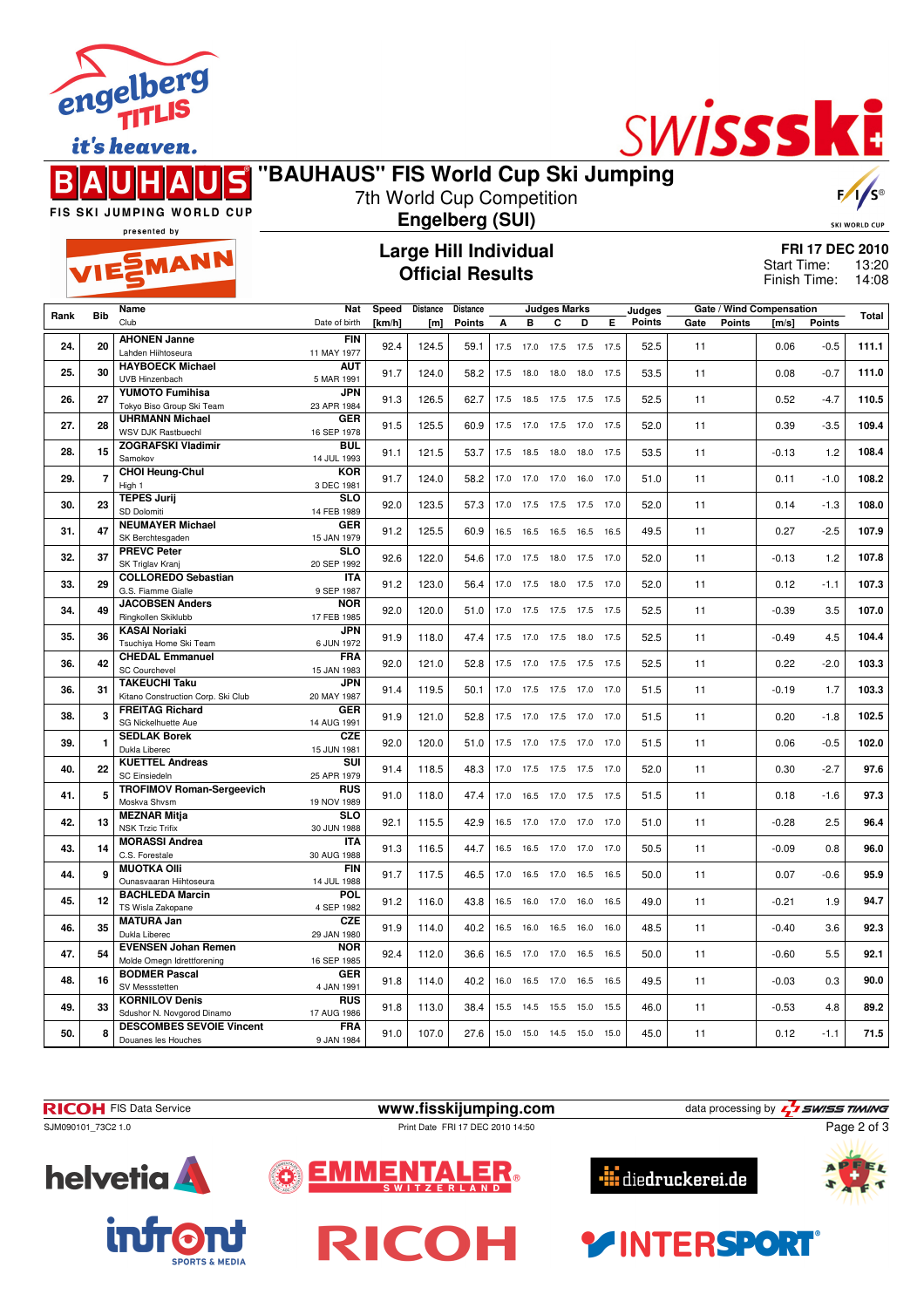# "BAUHAUS" FIS World Cup Ski Jumping

7th World Cup Competition

**Engelberg (SUI)**

## Large Hill Individual
## Official Results

**FRI 17 DEC 2010**
Start Time: 13:20
Finish Time: 14:08

| Rank | Bib | Name / Club | Nat / Date of birth | Speed [km/h] | Distance [m] | Distance Points | A | B | C | D | E | Judges Points | Gate | Gate Points | Wind [m/s] | Wind Points | Total |
|---|---|---|---|---|---|---|---|---|---|---|---|---|---|---|---|---|---|
| 24. | 20 | AHONEN Janne<br>Lahden Hiihtoseura | FIN<br>11 MAY 1977 | 92.4 | 124.5 | 59.1 | 17.5 | 17.0 | 17.5 | 17.5 | 17.5 | 52.5 | 11 | | 0.06 | -0.5 | 111.1 |
| 25. | 30 | HAYBOECK Michael<br>UVB Hinzenbach | AUT<br>5 MAR 1991 | 91.7 | 124.0 | 58.2 | 17.5 | 18.0 | 18.0 | 18.0 | 17.5 | 53.5 | 11 | | 0.08 | -0.7 | 111.0 |
| 26. | 27 | YUMOTO Fumihisa<br>Tokyo Biso Group Ski Team | JPN<br>23 APR 1984 | 91.3 | 126.5 | 62.7 | 17.5 | 18.5 | 17.5 | 17.5 | 17.5 | 52.5 | 11 | | 0.52 | -4.7 | 110.5 |
| 27. | 28 | UHRMANN Michael<br>WSV DJK Rastbuechl | GER<br>16 SEP 1978 | 91.5 | 125.5 | 60.9 | 17.5 | 17.0 | 17.5 | 17.0 | 17.5 | 52.0 | 11 | | 0.39 | -3.5 | 109.4 |
| 28. | 15 | ZOGRAFSKI Vladimir<br>Samokov | BUL<br>14 JUL 1993 | 91.1 | 121.5 | 53.7 | 17.5 | 18.5 | 18.0 | 18.0 | 17.5 | 53.5 | 11 | | -0.13 | 1.2 | 108.4 |
| 29. | 7 | CHOI Heung-Chul<br>High 1 | KOR<br>3 DEC 1981 | 91.7 | 124.0 | 58.2 | 17.0 | 17.0 | 17.0 | 16.0 | 17.0 | 51.0 | 11 | | 0.11 | -1.0 | 108.2 |
| 30. | 23 | TEPES Jurij<br>SD Dolomiti | SLO<br>14 FEB 1989 | 92.0 | 123.5 | 57.3 | 17.0 | 17.5 | 17.5 | 17.5 | 17.0 | 52.0 | 11 | | 0.14 | -1.3 | 108.0 |
| 31. | 47 | NEUMAYER Michael<br>SK Berchtesgaden | GER<br>15 JAN 1979 | 91.2 | 125.5 | 60.9 | 16.5 | 16.5 | 16.5 | 16.5 | 16.5 | 49.5 | 11 | | 0.27 | -2.5 | 107.9 |
| 32. | 37 | PREVC Peter<br>SK Triglav Kranj | SLO<br>20 SEP 1992 | 92.6 | 122.0 | 54.6 | 17.0 | 17.5 | 18.0 | 17.5 | 17.0 | 52.0 | 11 | | -0.13 | 1.2 | 107.8 |
| 33. | 29 | COLLOREDO Sebastian<br>G.S. Fiamme Gialle | ITA<br>9 SEP 1987 | 91.2 | 123.0 | 56.4 | 17.0 | 17.5 | 18.0 | 17.5 | 17.0 | 52.0 | 11 | | 0.12 | -1.1 | 107.3 |
| 34. | 49 | JACOBSEN Anders<br>Ringkollen Skiklubb | NOR<br>17 FEB 1985 | 92.0 | 120.0 | 51.0 | 17.0 | 17.5 | 17.5 | 17.5 | 17.5 | 52.5 | 11 | | -0.39 | 3.5 | 107.0 |
| 35. | 36 | KASAI Noriaki<br>Tsuchiya Home Ski Team | JPN<br>6 JUN 1972 | 91.9 | 118.0 | 47.4 | 17.5 | 17.0 | 17.5 | 18.0 | 17.5 | 52.5 | 11 | | -0.49 | 4.5 | 104.4 |
| 36. | 42 | CHEDAL Emmanuel<br>SC Courchevel | FRA<br>15 JAN 1983 | 92.0 | 121.0 | 52.8 | 17.5 | 17.0 | 17.5 | 17.5 | 17.5 | 52.5 | 11 | | 0.22 | -2.0 | 103.3 |
| 36. | 31 | TAKEUCHI Taku<br>Kitano Construction Corp. Ski Club | JPN<br>20 MAY 1987 | 91.4 | 119.5 | 50.1 | 17.0 | 17.5 | 17.5 | 17.0 | 17.0 | 51.5 | 11 | | -0.19 | 1.7 | 103.3 |
| 38. | 3 | FREITAG Richard<br>SG Nickelhuette Aue | GER<br>14 AUG 1991 | 91.9 | 121.0 | 52.8 | 17.5 | 17.0 | 17.5 | 17.0 | 17.0 | 51.5 | 11 | | 0.20 | -1.8 | 102.5 |
| 39. | 1 | SEDLAK Borek<br>Dukla Liberec | CZE<br>15 JUN 1981 | 92.0 | 120.0 | 51.0 | 17.5 | 17.0 | 17.5 | 17.0 | 17.0 | 51.5 | 11 | | 0.06 | -0.5 | 102.0 |
| 40. | 22 | KUETTEL Andreas<br>SC Einsiedeln | SUI<br>25 APR 1979 | 91.4 | 118.5 | 48.3 | 17.0 | 17.5 | 17.5 | 17.5 | 17.0 | 52.0 | 11 | | 0.30 | -2.7 | 97.6 |
| 41. | 5 | TROFIMOV Roman-Sergeevich<br>Moskva Shvsm | RUS<br>19 NOV 1989 | 91.0 | 118.0 | 47.4 | 17.0 | 16.5 | 17.0 | 17.5 | 17.5 | 51.5 | 11 | | 0.18 | -1.6 | 97.3 |
| 42. | 13 | MEZNAR Mitja<br>NSK Trzic Trifix | SLO<br>30 JUN 1988 | 92.1 | 115.5 | 42.9 | 16.5 | 17.0 | 17.0 | 17.0 | 17.0 | 51.0 | 11 | | -0.28 | 2.5 | 96.4 |
| 43. | 14 | MORASSI Andrea<br>C.S. Forestale | ITA<br>30 AUG 1988 | 91.3 | 116.5 | 44.7 | 16.5 | 16.5 | 17.0 | 17.0 | 17.0 | 50.5 | 11 | | -0.09 | 0.8 | 96.0 |
| 44. | 9 | MUOTKA Olli<br>Ounasvaaran Hiihtoseura | FIN<br>14 JUL 1988 | 91.7 | 117.5 | 46.5 | 17.0 | 16.5 | 17.0 | 16.5 | 16.5 | 50.0 | 11 | | 0.07 | -0.6 | 95.9 |
| 45. | 12 | BACHLEDA Marcin<br>TS Wisla Zakopane | POL<br>4 SEP 1982 | 91.2 | 116.0 | 43.8 | 16.5 | 16.0 | 17.0 | 16.0 | 16.5 | 49.0 | 11 | | -0.21 | 1.9 | 94.7 |
| 46. | 35 | MATURA Jan<br>Dukla Liberec | CZE<br>29 JAN 1980 | 91.9 | 114.0 | 40.2 | 16.5 | 16.0 | 16.5 | 16.0 | 16.0 | 48.5 | 11 | | -0.40 | 3.6 | 92.3 |
| 47. | 54 | EVENSEN Johan Remen<br>Molde Omegn Idrettforening | NOR<br>16 SEP 1985 | 92.4 | 112.0 | 36.6 | 16.5 | 17.0 | 17.0 | 16.5 | 16.5 | 50.0 | 11 | | -0.60 | 5.5 | 92.1 |
| 48. | 16 | BODMER Pascal<br>SV Messstetten | GER<br>4 JAN 1991 | 91.8 | 114.0 | 40.2 | 16.0 | 16.5 | 17.0 | 16.5 | 16.5 | 49.5 | 11 | | -0.03 | 0.3 | 90.0 |
| 49. | 33 | KORNILOV Denis<br>Sdushor N. Novgorod Dinamo | RUS<br>17 AUG 1986 | 91.8 | 113.0 | 38.4 | 15.5 | 14.5 | 15.5 | 15.0 | 15.5 | 46.0 | 11 | | -0.53 | 4.8 | 89.2 |
| 50. | 8 | DESCOMBES SEVOIE Vincent<br>Douanes les Houches | FRA<br>9 JAN 1984 | 91.0 | 107.0 | 27.6 | 15.0 | 15.0 | 14.5 | 15.0 | 15.0 | 45.0 | 11 | | 0.12 | -1.1 | 71.5 |

RICOH FIS Data Service — www.fisskijumping.com — data processing by SWISS TIMING

SJM090101_73C2 1.0 — Print Date FRI 17 DEC 2010 14:50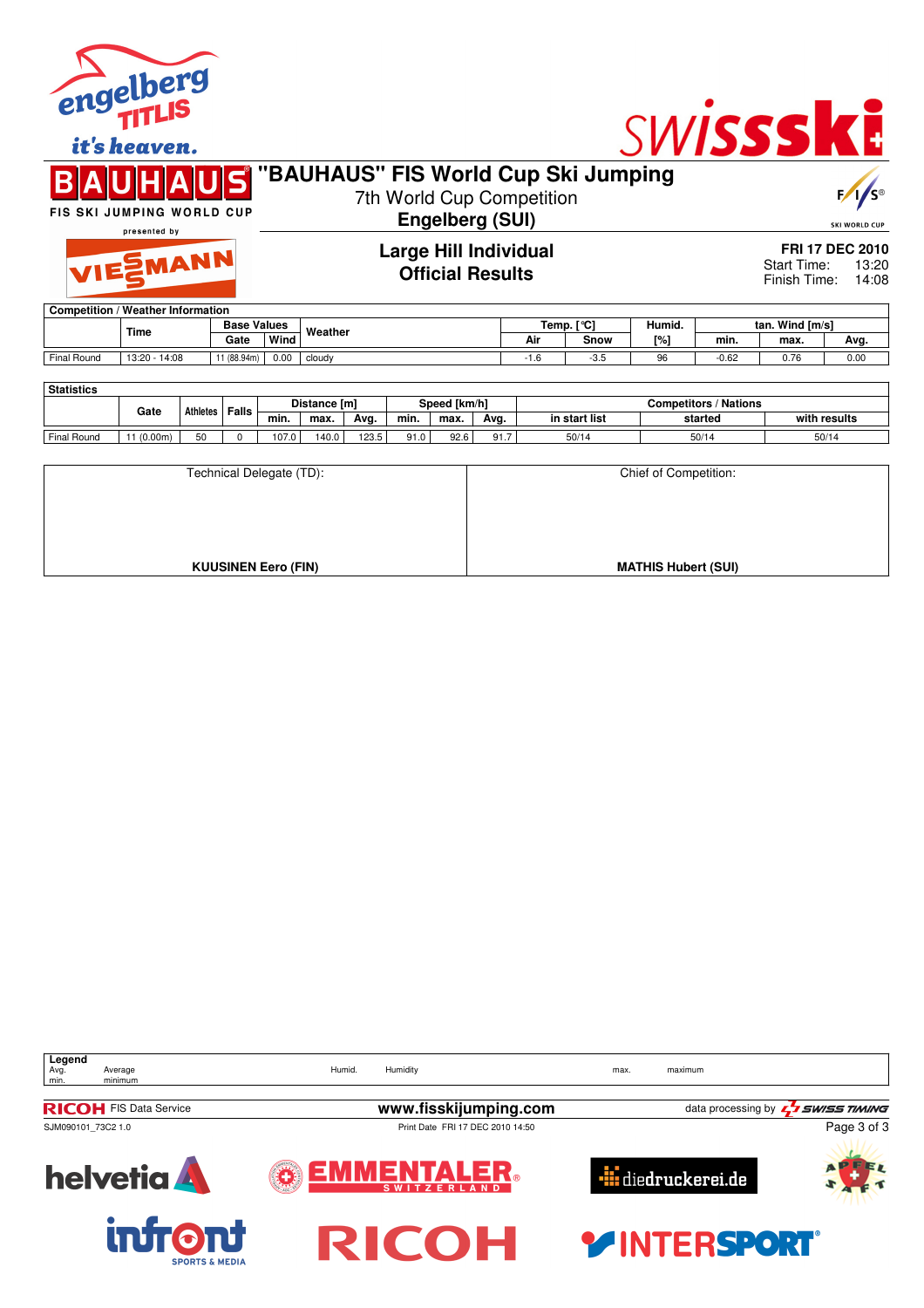# "BAUHAUS" FIS World Cup Ski Jumping

7th World Cup Competition

**Engelberg (SUI)**

## Large Hill Individual
## Official Results

**FRI 17 DEC 2010**
Start Time: 13:20
Finish Time: 14:08

**Competition / Weather Information**

| | Time | Base Values | | Weather | Temp. [°C] | | Humid. | tan. Wind [m/s] | | |
|---|---|---|---|---|---|---|---|---|---|---|
| | | Gate | Wind | | Air | Snow | [%] | min. | max. | Avg. |
| Final Round | 13:20 - 14:08 | 11 (88.94m) | 0.00 | cloudy | -1.6 | -3.5 | 96 | -0.62 | 0.76 | 0.00 |

**Statistics**

| | Gate | Athletes | Falls | Distance [m] | | | Speed [km/h] | | | Competitors / Nations | | |
|---|---|---|---|---|---|---|---|---|---|---|---|---|
| | | | | min. | max. | Avg. | min. | max. | Avg. | in start list | started | with results |
| Final Round | 11 (0.00m) | 50 | 0 | 107.0 | 140.0 | 123.5 | 91.0 | 92.6 | 91.7 | 50/14 | 50/14 | 50/14 |

| Technical Delegate (TD): | Chief of Competition: |
|---|---|
| **KUUSINEN Eero (FIN)** | **MATHIS Hubert (SUI)** |

**Legend**

| | | | | | |
|---|---|---|---|---|---|
| Avg. | Average | Humid. | Humidity | max. | maximum |
| min. | minimum | | | | |

RICOH FIS Data Service — www.fisskijumping.com — data processing by SWISS TIMING

SJM090101_73C2 1.0 — Print Date FRI 17 DEC 2010 14:50